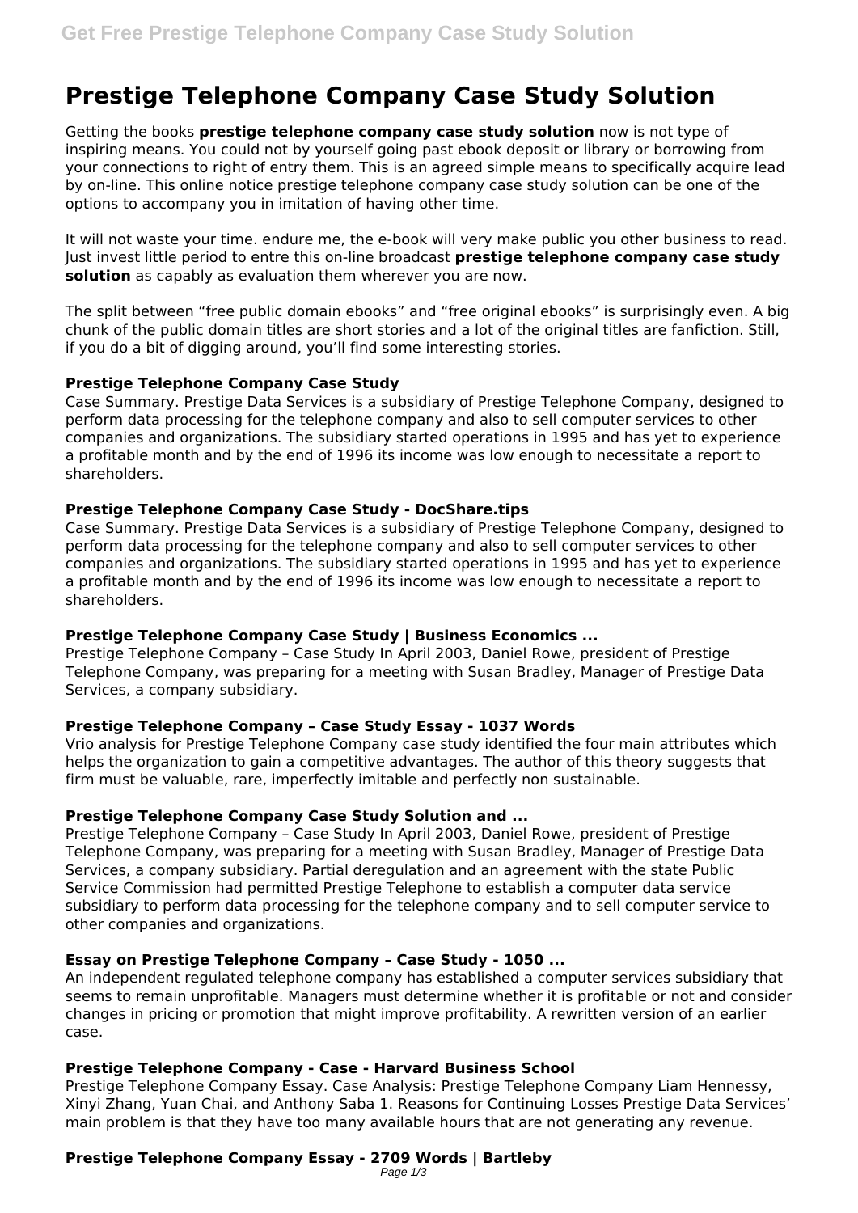# Prestige Telephone Company Case Study Solution

Getting the books **prestige telephone company case study solution** now is not type of inspiring means. You could not by yourself going past ebook deposit or library or borrowing from your connections to right of entry them. This is an agreed simple means to specifically acquire lead by on-line. This online notice prestige telephone company case study solution can be one of the options to accompany you in imitation of having other time.

It will not waste your time. endure me, the e-book will very make public you other business to read. Just invest little period to entre this on-line broadcast **prestige telephone company case study solution** as capably as evaluation them wherever you are now.

The split between "free public domain ebooks" and "free original ebooks" is surprisingly even. A big chunk of the public domain titles are short stories and a lot of the original titles are fanfiction. Still, if you do a bit of digging around, you'll find some interesting stories.

### Prestige Telephone Company Case Study

Case Summary. Prestige Data Services is a subsidiary of Prestige Telephone Company, designed to perform data processing for the telephone company and also to sell computer services to other companies and organizations. The subsidiary started operations in 1995 and has yet to experience a profitable month and by the end of 1996 its income was low enough to necessitate a report to shareholders.

### Prestige Telephone Company Case Study - DocShare.tips

Case Summary. Prestige Data Services is a subsidiary of Prestige Telephone Company, designed to perform data processing for the telephone company and also to sell computer services to other companies and organizations. The subsidiary started operations in 1995 and has yet to experience a profitable month and by the end of 1996 its income was low enough to necessitate a report to shareholders.

### Prestige Telephone Company Case Study | Business Economics ...

Prestige Telephone Company – Case Study In April 2003, Daniel Rowe, president of Prestige Telephone Company, was preparing for a meeting with Susan Bradley, Manager of Prestige Data Services, a company subsidiary.

### Prestige Telephone Company – Case Study Essay - 1037 Words

Vrio analysis for Prestige Telephone Company case study identified the four main attributes which helps the organization to gain a competitive advantages. The author of this theory suggests that firm must be valuable, rare, imperfectly imitable and perfectly non sustainable.

### Prestige Telephone Company Case Study Solution and ...

Prestige Telephone Company – Case Study In April 2003, Daniel Rowe, president of Prestige Telephone Company, was preparing for a meeting with Susan Bradley, Manager of Prestige Data Services, a company subsidiary. Partial deregulation and an agreement with the state Public Service Commission had permitted Prestige Telephone to establish a computer data service subsidiary to perform data processing for the telephone company and to sell computer service to other companies and organizations.

### Essay on Prestige Telephone Company – Case Study - 1050 ...

An independent regulated telephone company has established a computer services subsidiary that seems to remain unprofitable. Managers must determine whether it is profitable or not and consider changes in pricing or promotion that might improve profitability. A rewritten version of an earlier case.

### Prestige Telephone Company - Case - Harvard Business School

Prestige Telephone Company Essay. Case Analysis: Prestige Telephone Company Liam Hennessy, Xinyi Zhang, Yuan Chai, and Anthony Saba 1. Reasons for Continuing Losses Prestige Data Services' main problem is that they have too many available hours that are not generating any revenue.

### Prestige Telephone Company Essay - 2709 Words | Bartleby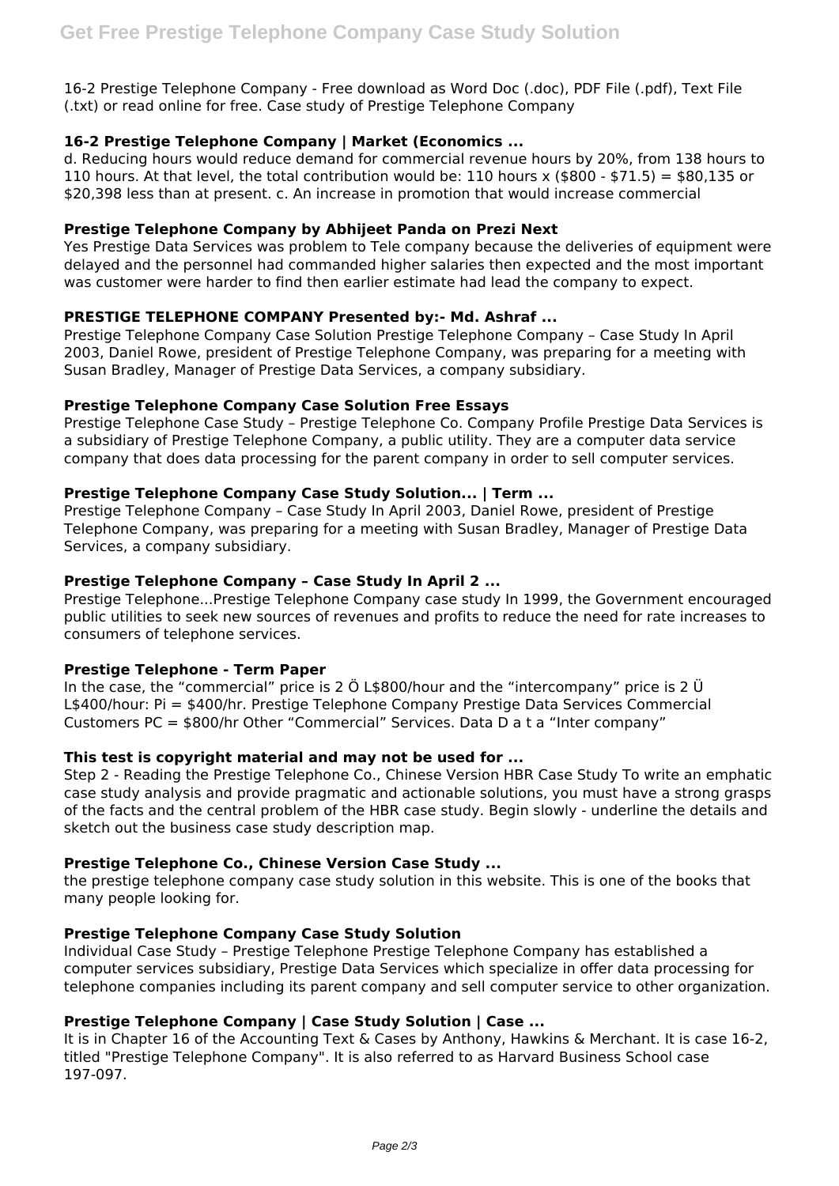16-2 Prestige Telephone Company - Free download as Word Doc (.doc), PDF File (.pdf), Text File (.txt) or read online for free. Case study of Prestige Telephone Company

### 16-2 Prestige Telephone Company | Market (Economics ...

d. Reducing hours would reduce demand for commercial revenue hours by 20%, from 138 hours to 110 hours. At that level, the total contribution would be: 110 hours x ($800 - $71.5) = $80,135 or $20,398 less than at present. c. An increase in promotion that would increase commercial

### Prestige Telephone Company by Abhijeet Panda on Prezi Next

Yes Prestige Data Services was problem to Tele company because the deliveries of equipment were delayed and the personnel had commanded higher salaries then expected and the most important was customer were harder to find then earlier estimate had lead the company to expect.

### PRESTIGE TELEPHONE COMPANY Presented by:- Md. Ashraf ...

Prestige Telephone Company Case Solution Prestige Telephone Company – Case Study In April 2003, Daniel Rowe, president of Prestige Telephone Company, was preparing for a meeting with Susan Bradley, Manager of Prestige Data Services, a company subsidiary.

### Prestige Telephone Company Case Solution Free Essays

Prestige Telephone Case Study – Prestige Telephone Co. Company Profile Prestige Data Services is a subsidiary of Prestige Telephone Company, a public utility. They are a computer data service company that does data processing for the parent company in order to sell computer services.

### Prestige Telephone Company Case Study Solution... | Term ...

Prestige Telephone Company – Case Study In April 2003, Daniel Rowe, president of Prestige Telephone Company, was preparing for a meeting with Susan Bradley, Manager of Prestige Data Services, a company subsidiary.

### Prestige Telephone Company – Case Study In April 2 ...

Prestige Telephone...Prestige Telephone Company case study In 1999, the Government encouraged public utilities to seek new sources of revenues and profits to reduce the need for rate increases to consumers of telephone services.

### Prestige Telephone - Term Paper

In the case, the "commercial" price is 2 Ö L$800/hour and the "intercompany" price is 2 Ü L$400/hour: Pi = $400/hr. Prestige Telephone Company Prestige Data Services Commercial Customers PC = $800/hr Other "Commercial" Services. Data D a t a "Inter company"

### This test is copyright material and may not be used for ...

Step 2 - Reading the Prestige Telephone Co., Chinese Version HBR Case Study To write an emphatic case study analysis and provide pragmatic and actionable solutions, you must have a strong grasps of the facts and the central problem of the HBR case study. Begin slowly - underline the details and sketch out the business case study description map.

### Prestige Telephone Co., Chinese Version Case Study ...

the prestige telephone company case study solution in this website. This is one of the books that many people looking for.

### Prestige Telephone Company Case Study Solution

Individual Case Study – Prestige Telephone Prestige Telephone Company has established a computer services subsidiary, Prestige Data Services which specialize in offer data processing for telephone companies including its parent company and sell computer service to other organization.

### Prestige Telephone Company | Case Study Solution | Case ...

It is in Chapter 16 of the Accounting Text & Cases by Anthony, Hawkins & Merchant. It is case 16-2, titled "Prestige Telephone Company". It is also referred to as Harvard Business School case 197-097.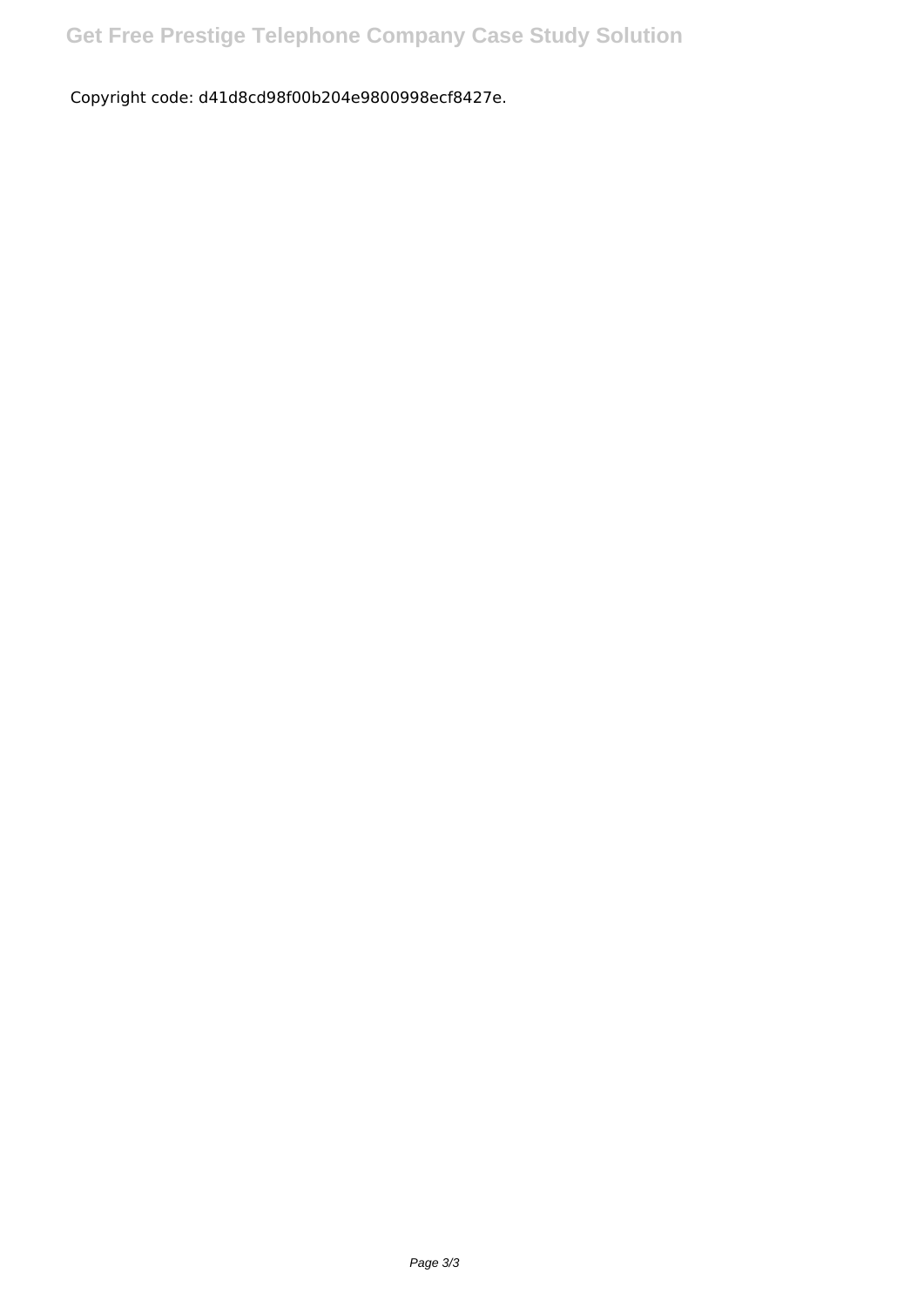Copyright code: d41d8cd98f00b204e9800998ecf8427e.